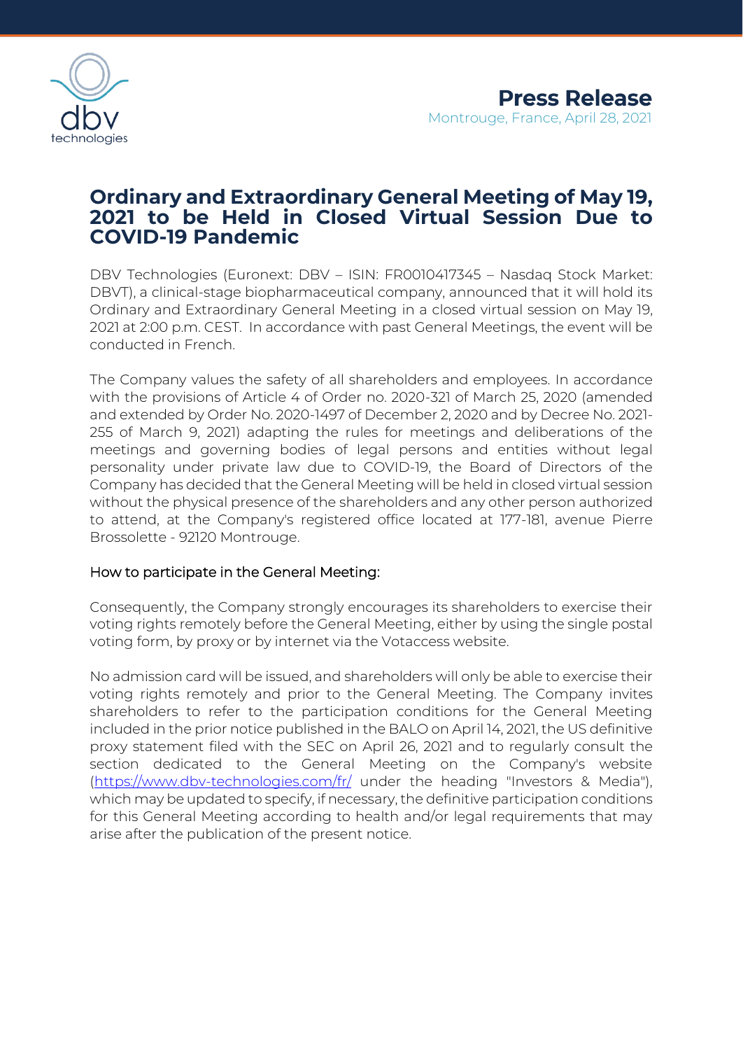**Press Release**

Montrouge, France, April 28, 2021

# Ordinary and Extraordinary General Meeting of May 19, 2021 to be Held in Closed Virtual Session Due to COVID-19 Pandemic

DBV Technologies (Euronext: DBV – ISIN: FR0010417345 – Nasdaq Stock Market: DBVT), a clinical-stage biopharmaceutical company, announced that it will hold its Ordinary and Extraordinary General Meeting in a closed virtual session on May 19, 2021 at 2:00 p.m. CEST. In accordance with past General Meetings, the event will be conducted in French.

The Company values the safety of all shareholders and employees. In accordance with the provisions of Article 4 of Order no. 2020-321 of March 25, 2020 (amended and extended by Order No. 2020-1497 of December 2, 2020 and by Decree No. 2021-255 of March 9, 2021) adapting the rules for meetings and deliberations of the meetings and governing bodies of legal persons and entities without legal personality under private law due to COVID-19, the Board of Directors of the Company has decided that the General Meeting will be held in closed virtual session without the physical presence of the shareholders and any other person authorized to attend, at the Company's registered office located at 177-181, avenue Pierre Brossolette - 92120 Montrouge.

## How to participate in the General Meeting:

Consequently, the Company strongly encourages its shareholders to exercise their voting rights remotely before the General Meeting, either by using the single postal voting form, by proxy or by internet via the Votaccess website.

No admission card will be issued, and shareholders will only be able to exercise their voting rights remotely and prior to the General Meeting. The Company invites shareholders to refer to the participation conditions for the General Meeting included in the prior notice published in the BALO on April 14, 2021, the US definitive proxy statement filed with the SEC on April 26, 2021 and to regularly consult the section dedicated to the General Meeting on the Company's website (https://www.dbv-technologies.com/fr/ under the heading "Investors & Media"), which may be updated to specify, if necessary, the definitive participation conditions for this General Meeting according to health and/or legal requirements that may arise after the publication of the present notice.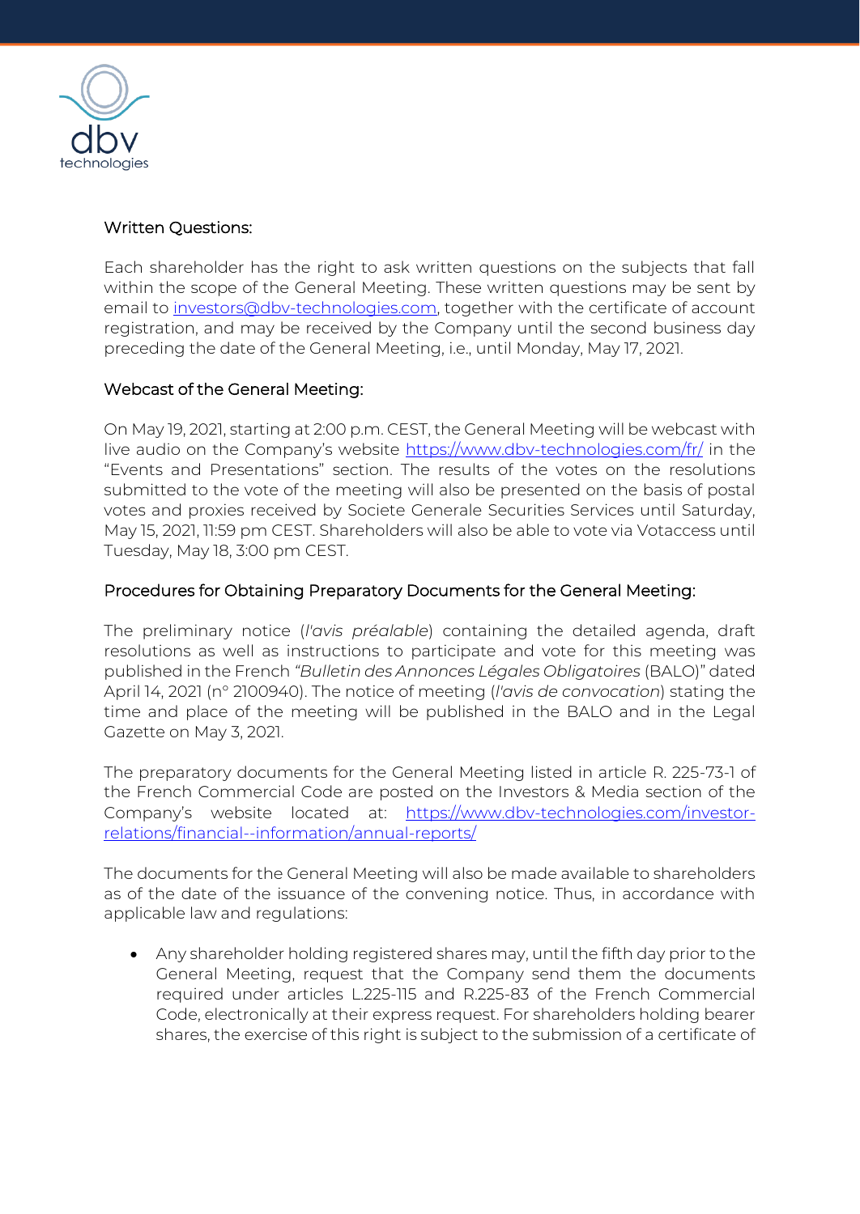## Written Questions:

Each shareholder has the right to ask written questions on the subjects that fall within the scope of the General Meeting. These written questions may be sent by email to investors@dbv-technologies.com, together with the certificate of account registration, and may be received by the Company until the second business day preceding the date of the General Meeting, i.e., until Monday, May 17, 2021.

## Webcast of the General Meeting:

On May 19, 2021, starting at 2:00 p.m. CEST, the General Meeting will be webcast with live audio on the Company's website https://www.dbv-technologies.com/fr/ in the "Events and Presentations" section. The results of the votes on the resolutions submitted to the vote of the meeting will also be presented on the basis of postal votes and proxies received by Societe Generale Securities Services until Saturday, May 15, 2021, 11:59 pm CEST. Shareholders will also be able to vote via Votaccess until Tuesday, May 18, 3:00 pm CEST.

## Procedures for Obtaining Preparatory Documents for the General Meeting:

The preliminary notice (*l'avis préalable*) containing the detailed agenda, draft resolutions as well as instructions to participate and vote for this meeting was published in the French *"Bulletin des Annonces Légales Obligatoires* (BALO)" dated April 14, 2021 (n° 2100940). The notice of meeting (*l'avis de convocation*) stating the time and place of the meeting will be published in the BALO and in the Legal Gazette on May 3, 2021.

The preparatory documents for the General Meeting listed in article R. 225-73-1 of the French Commercial Code are posted on the Investors & Media section of the Company's website located at: https://www.dbv-technologies.com/investor-relations/financial--information/annual-reports/

The documents for the General Meeting will also be made available to shareholders as of the date of the issuance of the convening notice. Thus, in accordance with applicable law and regulations:

- Any shareholder holding registered shares may, until the fifth day prior to the General Meeting, request that the Company send them the documents required under articles L.225-115 and R.225-83 of the French Commercial Code, electronically at their express request. For shareholders holding bearer shares, the exercise of this right is subject to the submission of a certificate of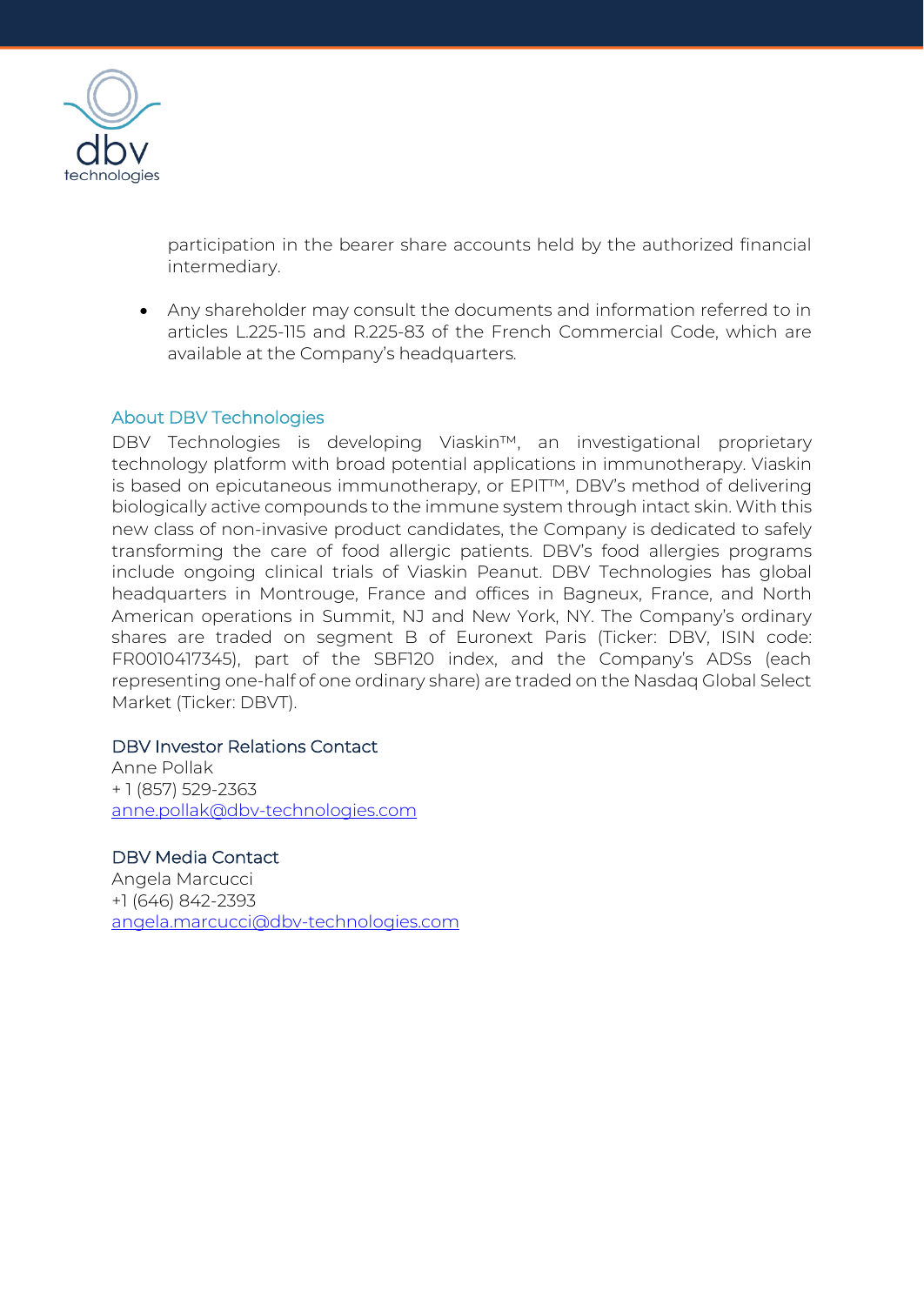participation in the bearer share accounts held by the authorized financial intermediary.

- Any shareholder may consult the documents and information referred to in articles L.225-115 and R.225-83 of the French Commercial Code, which are available at the Company's headquarters.

## About DBV Technologies

DBV Technologies is developing Viaskin™, an investigational proprietary technology platform with broad potential applications in immunotherapy. Viaskin is based on epicutaneous immunotherapy, or EPIT™, DBV's method of delivering biologically active compounds to the immune system through intact skin. With this new class of non-invasive product candidates, the Company is dedicated to safely transforming the care of food allergic patients. DBV's food allergies programs include ongoing clinical trials of Viaskin Peanut. DBV Technologies has global headquarters in Montrouge, France and offices in Bagneux, France, and North American operations in Summit, NJ and New York, NY. The Company's ordinary shares are traded on segment B of Euronext Paris (Ticker: DBV, ISIN code: FR0010417345), part of the SBF120 index, and the Company's ADSs (each representing one-half of one ordinary share) are traded on the Nasdaq Global Select Market (Ticker: DBVT).

### DBV Investor Relations Contact

Anne Pollak
+ 1 (857) 529-2363
anne.pollak@dbv-technologies.com

### DBV Media Contact

Angela Marcucci
+1 (646) 842-2393
angela.marcucci@dbv-technologies.com